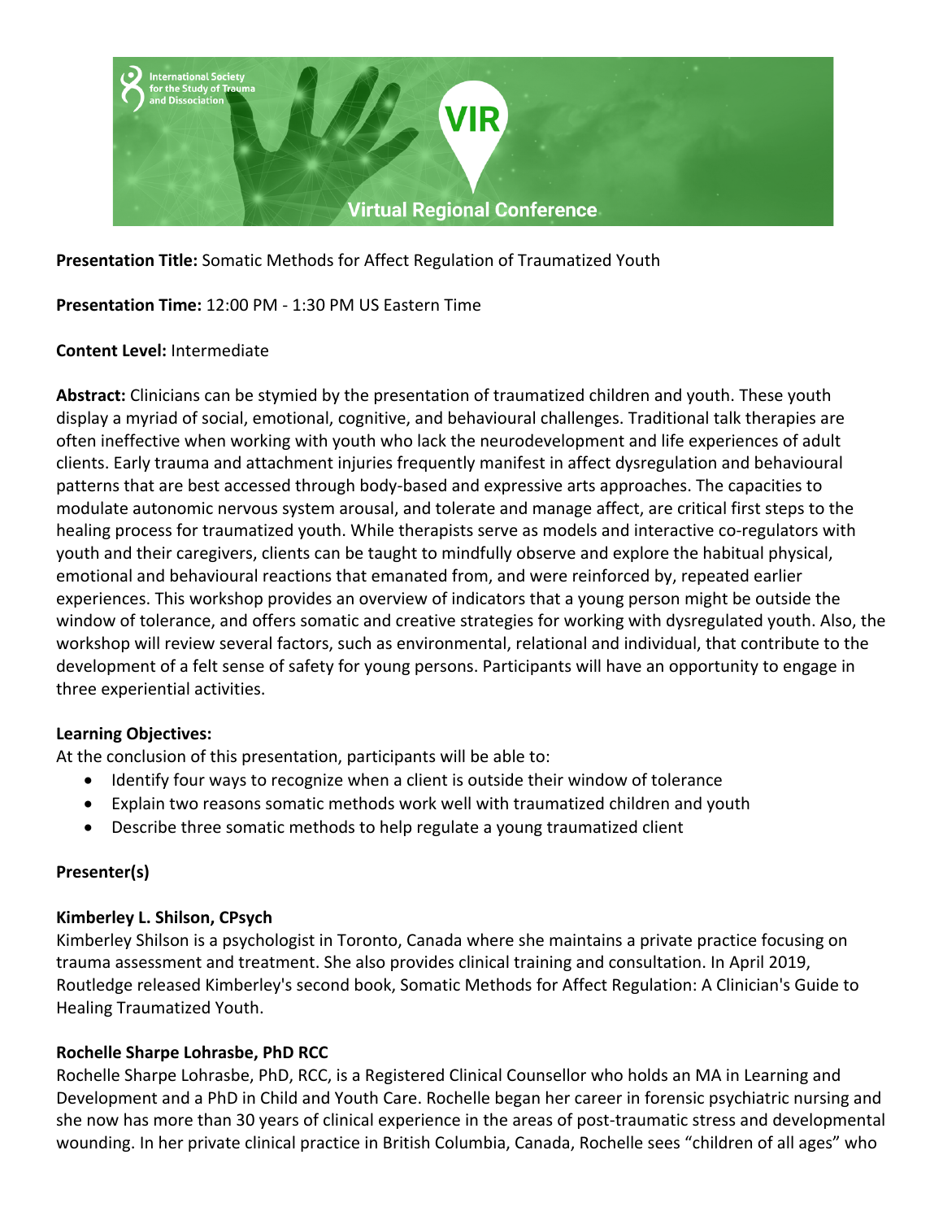**Presentation Title:** Somatic Methods for Affect Regulation of Traumatized Youth

**Presentation Time:** 12:00 PM - 1:30 PM US Eastern Time

**Content Level:** Intermediate

**Abstract:** Clinicians can be stymied by the presentation of traumatized children and youth. These youth display a myriad of social, emotional, cognitive, and behavioural challenges. Traditional talk therapies are often ineffective when working with youth who lack the neurodevelopment and life experiences of adult clients. Early trauma and attachment injuries frequently manifest in affect dysregulation and behavioural patterns that are best accessed through body-based and expressive arts approaches. The capacities to modulate autonomic nervous system arousal, and tolerate and manage affect, are critical first steps to the healing process for traumatized youth. While therapists serve as models and interactive co-regulators with youth and their caregivers, clients can be taught to mindfully observe and explore the habitual physical, emotional and behavioural reactions that emanated from, and were reinforced by, repeated earlier experiences. This workshop provides an overview of indicators that a young person might be outside the window of tolerance, and offers somatic and creative strategies for working with dysregulated youth. Also, the workshop will review several factors, such as environmental, relational and individual, that contribute to the development of a felt sense of safety for young persons. Participants will have an opportunity to engage in three experiential activities.

**Learning Objectives:**
At the conclusion of this presentation, participants will be able to:

- Identify four ways to recognize when a client is outside their window of tolerance
- Explain two reasons somatic methods work well with traumatized children and youth
- Describe three somatic methods to help regulate a young traumatized client

**Presenter(s)**

**Kimberley L. Shilson, CPsych**
Kimberley Shilson is a psychologist in Toronto, Canada where she maintains a private practice focusing on trauma assessment and treatment. She also provides clinical training and consultation. In April 2019, Routledge released Kimberley's second book, Somatic Methods for Affect Regulation: A Clinician's Guide to Healing Traumatized Youth.

**Rochelle Sharpe Lohrasbe, PhD RCC**
Rochelle Sharpe Lohrasbe, PhD, RCC, is a Registered Clinical Counsellor who holds an MA in Learning and Development and a PhD in Child and Youth Care. Rochelle began her career in forensic psychiatric nursing and she now has more than 30 years of clinical experience in the areas of post-traumatic stress and developmental wounding. In her private clinical practice in British Columbia, Canada, Rochelle sees "children of all ages" who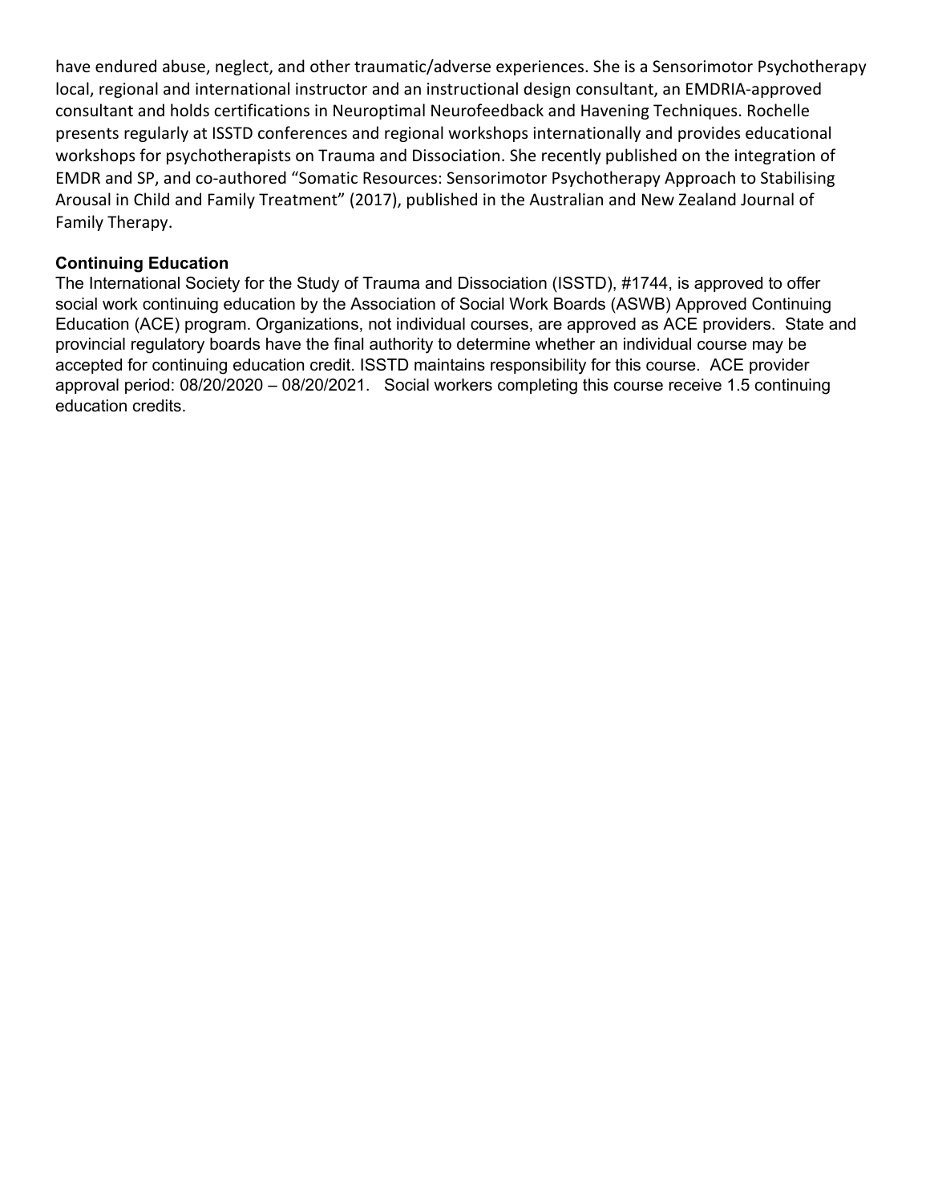have endured abuse, neglect, and other traumatic/adverse experiences. She is a Sensorimotor Psychotherapy local, regional and international instructor and an instructional design consultant, an EMDRIA-approved consultant and holds certifications in Neuroptimal Neurofeedback and Havening Techniques. Rochelle presents regularly at ISSTD conferences and regional workshops internationally and provides educational workshops for psychotherapists on Trauma and Dissociation. She recently published on the integration of EMDR and SP, and co-authored "Somatic Resources: Sensorimotor Psychotherapy Approach to Stabilising Arousal in Child and Family Treatment" (2017), published in the Australian and New Zealand Journal of Family Therapy.

**Continuing Education**

The International Society for the Study of Trauma and Dissociation (ISSTD), #1744, is approved to offer social work continuing education by the Association of Social Work Boards (ASWB) Approved Continuing Education (ACE) program. Organizations, not individual courses, are approved as ACE providers. State and provincial regulatory boards have the final authority to determine whether an individual course may be accepted for continuing education credit. ISSTD maintains responsibility for this course. ACE provider approval period: 08/20/2020 – 08/20/2021. Social workers completing this course receive 1.5 continuing education credits.